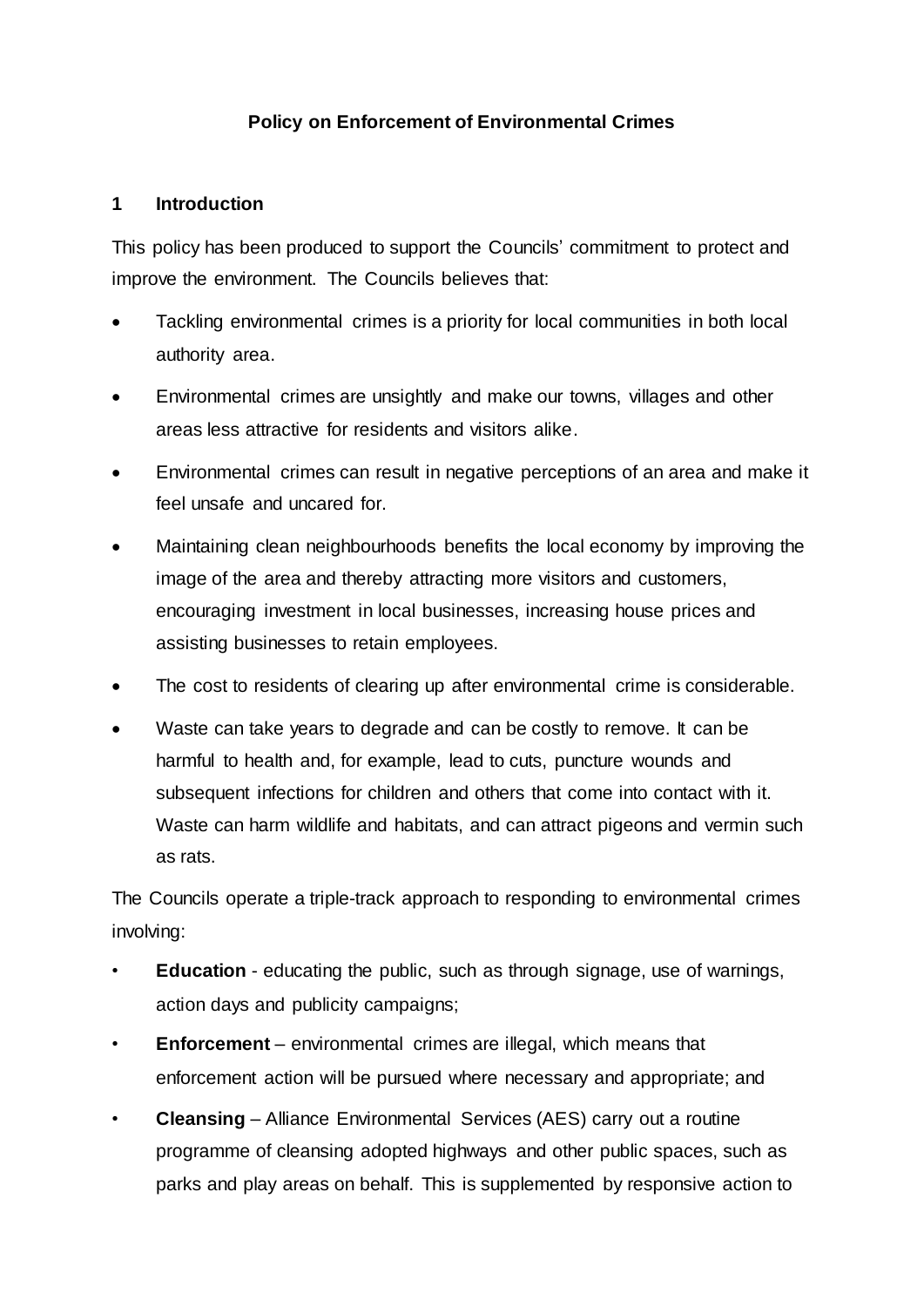# Policy on Enforcement of Environmental Crimes

## 1 Introduction

This policy has been produced to support the Councils' commitment to protect and improve the environment. The Councils believes that:

- Tackling environmental crimes is a priority for local communities in both local authority area.
- Environmental crimes are unsightly and make our towns, villages and other areas less attractive for residents and visitors alike.
- Environmental crimes can result in negative perceptions of an area and make it feel unsafe and uncared for.
- Maintaining clean neighbourhoods benefits the local economy by improving the image of the area and thereby attracting more visitors and customers, encouraging investment in local businesses, increasing house prices and assisting businesses to retain employees.
- The cost to residents of clearing up after environmental crime is considerable.
- Waste can take years to degrade and can be costly to remove. It can be harmful to health and, for example, lead to cuts, puncture wounds and subsequent infections for children and others that come into contact with it. Waste can harm wildlife and habitats, and can attract pigeons and vermin such as rats.

The Councils operate a triple-track approach to responding to environmental crimes involving:

- **Education** - educating the public, such as through signage, use of warnings, action days and publicity campaigns;
- **Enforcement** – environmental crimes are illegal, which means that enforcement action will be pursued where necessary and appropriate; and
- **Cleansing** – Alliance Environmental Services (AES) carry out a routine programme of cleansing adopted highways and other public spaces, such as parks and play areas on behalf. This is supplemented by responsive action to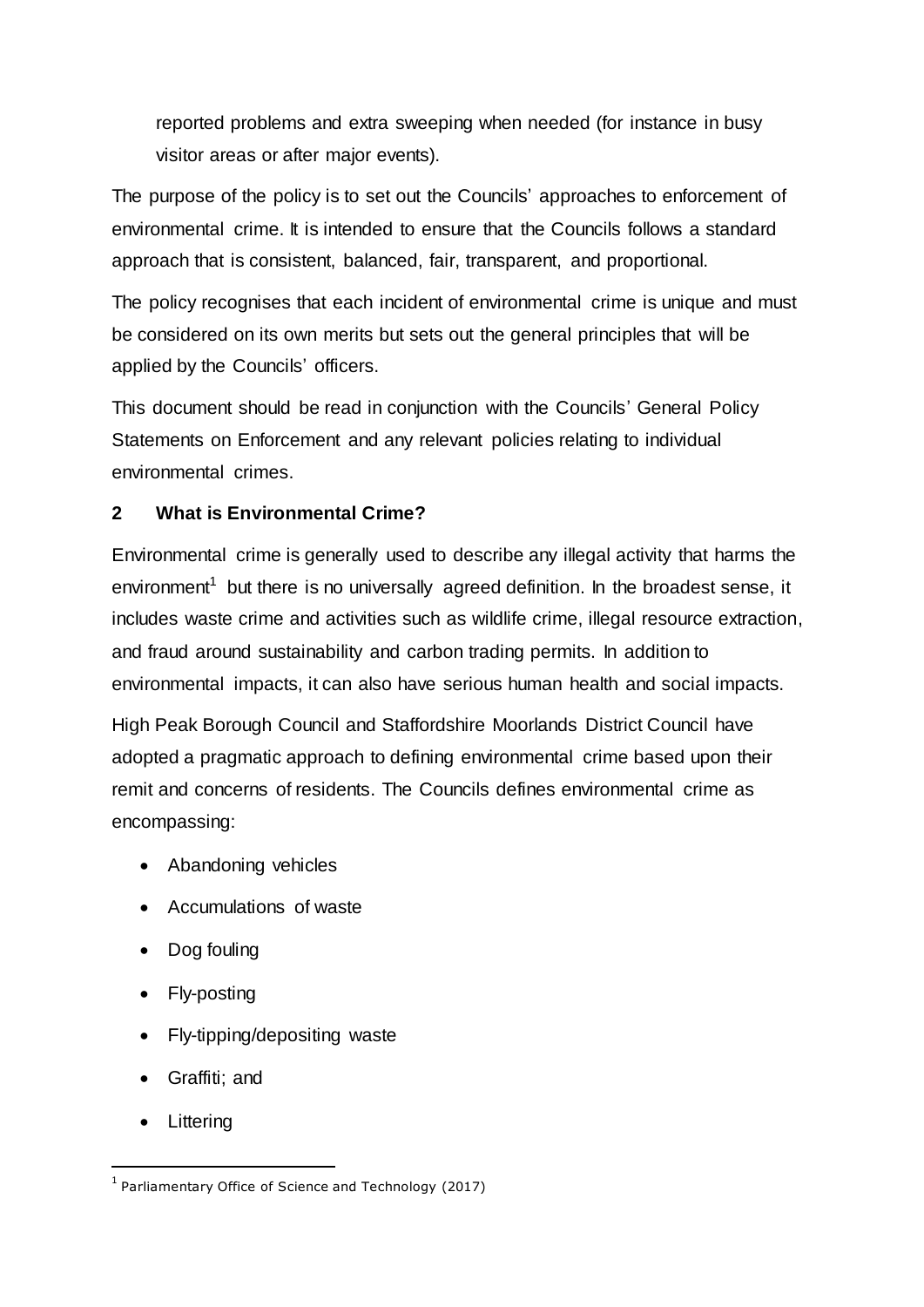reported problems and extra sweeping when needed (for instance in busy visitor areas or after major events).

The purpose of the policy is to set out the Councils' approaches to enforcement of environmental crime. It is intended to ensure that the Councils follows a standard approach that is consistent, balanced, fair, transparent, and proportional.

The policy recognises that each incident of environmental crime is unique and must be considered on its own merits but sets out the general principles that will be applied by the Councils' officers.

This document should be read in conjunction with the Councils' General Policy Statements on Enforcement and any relevant policies relating to individual environmental crimes.

## 2 What is Environmental Crime?

Environmental crime is generally used to describe any illegal activity that harms the environment[1] but there is no universally agreed definition. In the broadest sense, it includes waste crime and activities such as wildlife crime, illegal resource extraction, and fraud around sustainability and carbon trading permits. In addition to environmental impacts, it can also have serious human health and social impacts.

High Peak Borough Council and Staffordshire Moorlands District Council have adopted a pragmatic approach to defining environmental crime based upon their remit and concerns of residents. The Councils defines environmental crime as encompassing:

- Abandoning vehicles
- Accumulations of waste
- Dog fouling
- Fly-posting
- Fly-tipping/depositing waste
- Graffiti; and
- Littering

[1] Parliamentary Office of Science and Technology (2017)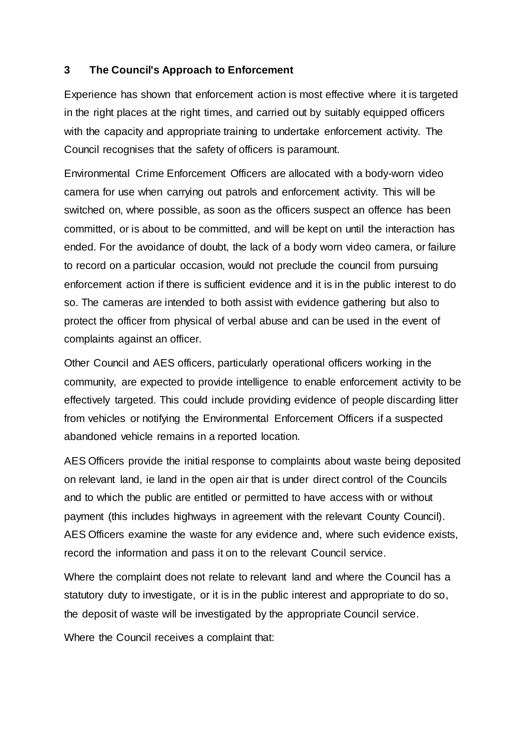## 3 The Council's Approach to Enforcement

Experience has shown that enforcement action is most effective where it is targeted in the right places at the right times, and carried out by suitably equipped officers with the capacity and appropriate training to undertake enforcement activity. The Council recognises that the safety of officers is paramount.

Environmental Crime Enforcement Officers are allocated with a body-worn video camera for use when carrying out patrols and enforcement activity. This will be switched on, where possible, as soon as the officers suspect an offence has been committed, or is about to be committed, and will be kept on until the interaction has ended. For the avoidance of doubt, the lack of a body worn video camera, or failure to record on a particular occasion, would not preclude the council from pursuing enforcement action if there is sufficient evidence and it is in the public interest to do so. The cameras are intended to both assist with evidence gathering but also to protect the officer from physical of verbal abuse and can be used in the event of complaints against an officer.

Other Council and AES officers, particularly operational officers working in the community, are expected to provide intelligence to enable enforcement activity to be effectively targeted. This could include providing evidence of people discarding litter from vehicles or notifying the Environmental Enforcement Officers if a suspected abandoned vehicle remains in a reported location.

AES Officers provide the initial response to complaints about waste being deposited on relevant land, ie land in the open air that is under direct control of the Councils and to which the public are entitled or permitted to have access with or without payment (this includes highways in agreement with the relevant County Council). AES Officers examine the waste for any evidence and, where such evidence exists, record the information and pass it on to the relevant Council service.

Where the complaint does not relate to relevant land and where the Council has a statutory duty to investigate, or it is in the public interest and appropriate to do so, the deposit of waste will be investigated by the appropriate Council service.

Where the Council receives a complaint that: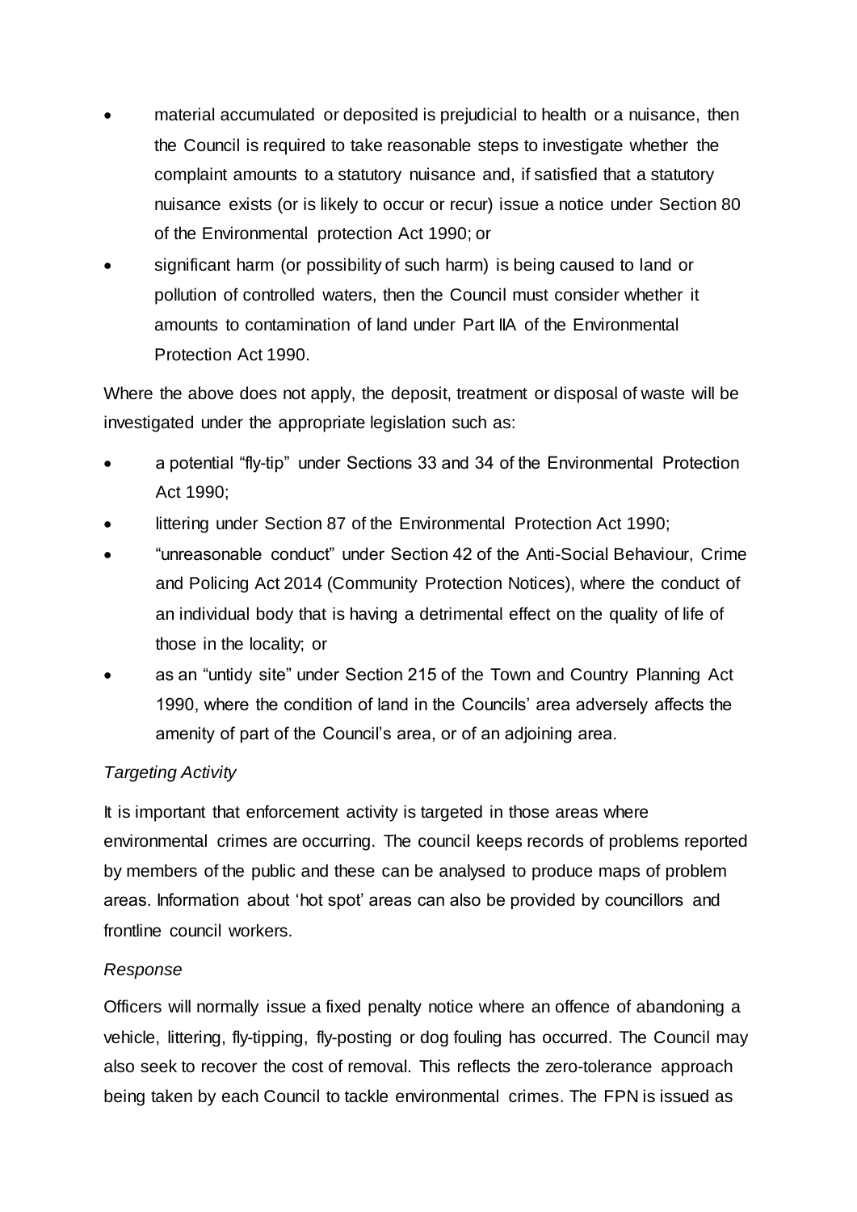- material accumulated or deposited is prejudicial to health or a nuisance, then the Council is required to take reasonable steps to investigate whether the complaint amounts to a statutory nuisance and, if satisfied that a statutory nuisance exists (or is likely to occur or recur) issue a notice under Section 80 of the Environmental protection Act 1990; or
- significant harm (or possibility of such harm) is being caused to land or pollution of controlled waters, then the Council must consider whether it amounts to contamination of land under Part IIA of the Environmental Protection Act 1990.

Where the above does not apply, the deposit, treatment or disposal of waste will be investigated under the appropriate legislation such as:

- a potential "fly-tip" under Sections 33 and 34 of the Environmental Protection Act 1990;
- littering under Section 87 of the Environmental Protection Act 1990;
- "unreasonable conduct" under Section 42 of the Anti-Social Behaviour, Crime and Policing Act 2014 (Community Protection Notices), where the conduct of an individual body that is having a detrimental effect on the quality of life of those in the locality; or
- as an "untidy site" under Section 215 of the Town and Country Planning Act 1990, where the condition of land in the Councils' area adversely affects the amenity of part of the Council's area, or of an adjoining area.

*Targeting Activity*

It is important that enforcement activity is targeted in those areas where environmental crimes are occurring. The council keeps records of problems reported by members of the public and these can be analysed to produce maps of problem areas. Information about 'hot spot' areas can also be provided by councillors and frontline council workers.

*Response*

Officers will normally issue a fixed penalty notice where an offence of abandoning a vehicle, littering, fly-tipping, fly-posting or dog fouling has occurred. The Council may also seek to recover the cost of removal. This reflects the zero-tolerance approach being taken by each Council to tackle environmental crimes. The FPN is issued as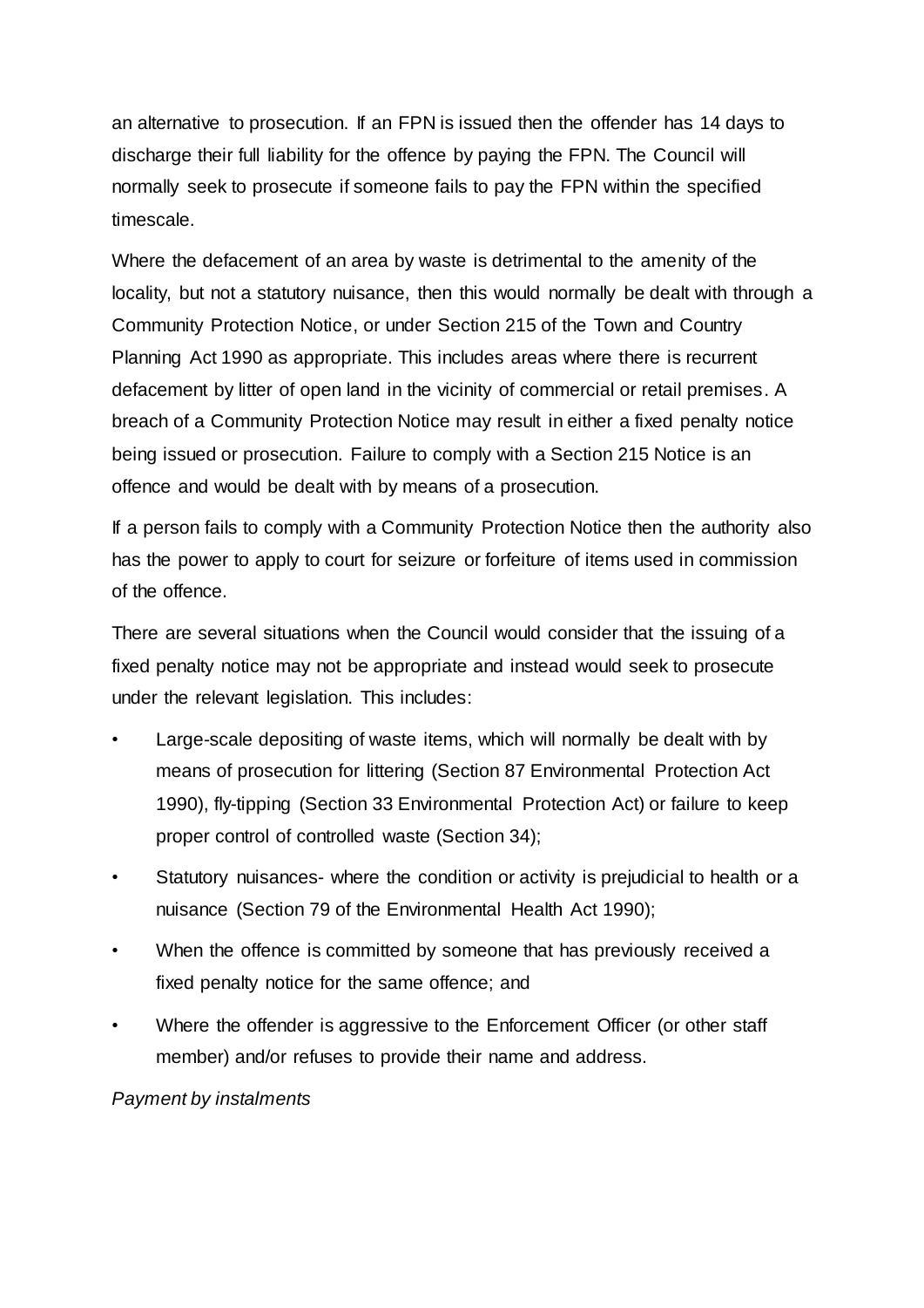an alternative to prosecution. If an FPN is issued then the offender has 14 days to discharge their full liability for the offence by paying the FPN. The Council will normally seek to prosecute if someone fails to pay the FPN within the specified timescale.

Where the defacement of an area by waste is detrimental to the amenity of the locality, but not a statutory nuisance, then this would normally be dealt with through a Community Protection Notice, or under Section 215 of the Town and Country Planning Act 1990 as appropriate. This includes areas where there is recurrent defacement by litter of open land in the vicinity of commercial or retail premises. A breach of a Community Protection Notice may result in either a fixed penalty notice being issued or prosecution. Failure to comply with a Section 215 Notice is an offence and would be dealt with by means of a prosecution.

If a person fails to comply with a Community Protection Notice then the authority also has the power to apply to court for seizure or forfeiture of items used in commission of the offence.

There are several situations when the Council would consider that the issuing of a fixed penalty notice may not be appropriate and instead would seek to prosecute under the relevant legislation. This includes:

- Large-scale depositing of waste items, which will normally be dealt with by means of prosecution for littering (Section 87 Environmental Protection Act 1990), fly-tipping (Section 33 Environmental Protection Act) or failure to keep proper control of controlled waste (Section 34);
- Statutory nuisances- where the condition or activity is prejudicial to health or a nuisance (Section 79 of the Environmental Health Act 1990);
- When the offence is committed by someone that has previously received a fixed penalty notice for the same offence; and
- Where the offender is aggressive to the Enforcement Officer (or other staff member) and/or refuses to provide their name and address.

*Payment by instalments*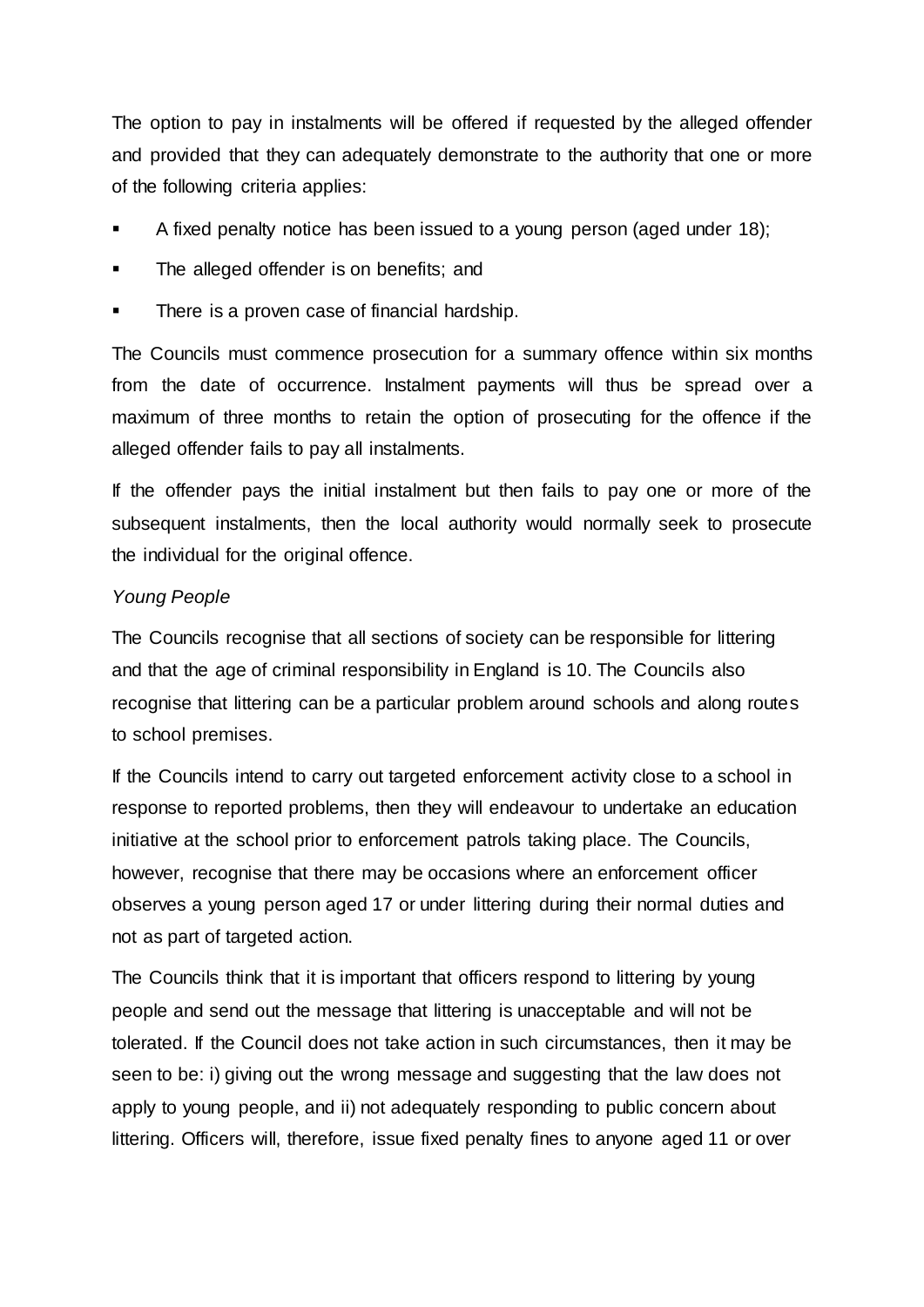The option to pay in instalments will be offered if requested by the alleged offender and provided that they can adequately demonstrate to the authority that one or more of the following criteria applies:

- A fixed penalty notice has been issued to a young person (aged under 18);
- The alleged offender is on benefits; and
- There is a proven case of financial hardship.

The Councils must commence prosecution for a summary offence within six months from the date of occurrence. Instalment payments will thus be spread over a maximum of three months to retain the option of prosecuting for the offence if the alleged offender fails to pay all instalments.

If the offender pays the initial instalment but then fails to pay one or more of the subsequent instalments, then the local authority would normally seek to prosecute the individual for the original offence.

*Young People*

The Councils recognise that all sections of society can be responsible for littering and that the age of criminal responsibility in England is 10. The Councils also recognise that littering can be a particular problem around schools and along routes to school premises.

If the Councils intend to carry out targeted enforcement activity close to a school in response to reported problems, then they will endeavour to undertake an education initiative at the school prior to enforcement patrols taking place. The Councils, however, recognise that there may be occasions where an enforcement officer observes a young person aged 17 or under littering during their normal duties and not as part of targeted action.

The Councils think that it is important that officers respond to littering by young people and send out the message that littering is unacceptable and will not be tolerated. If the Council does not take action in such circumstances, then it may be seen to be: i) giving out the wrong message and suggesting that the law does not apply to young people, and ii) not adequately responding to public concern about littering. Officers will, therefore, issue fixed penalty fines to anyone aged 11 or over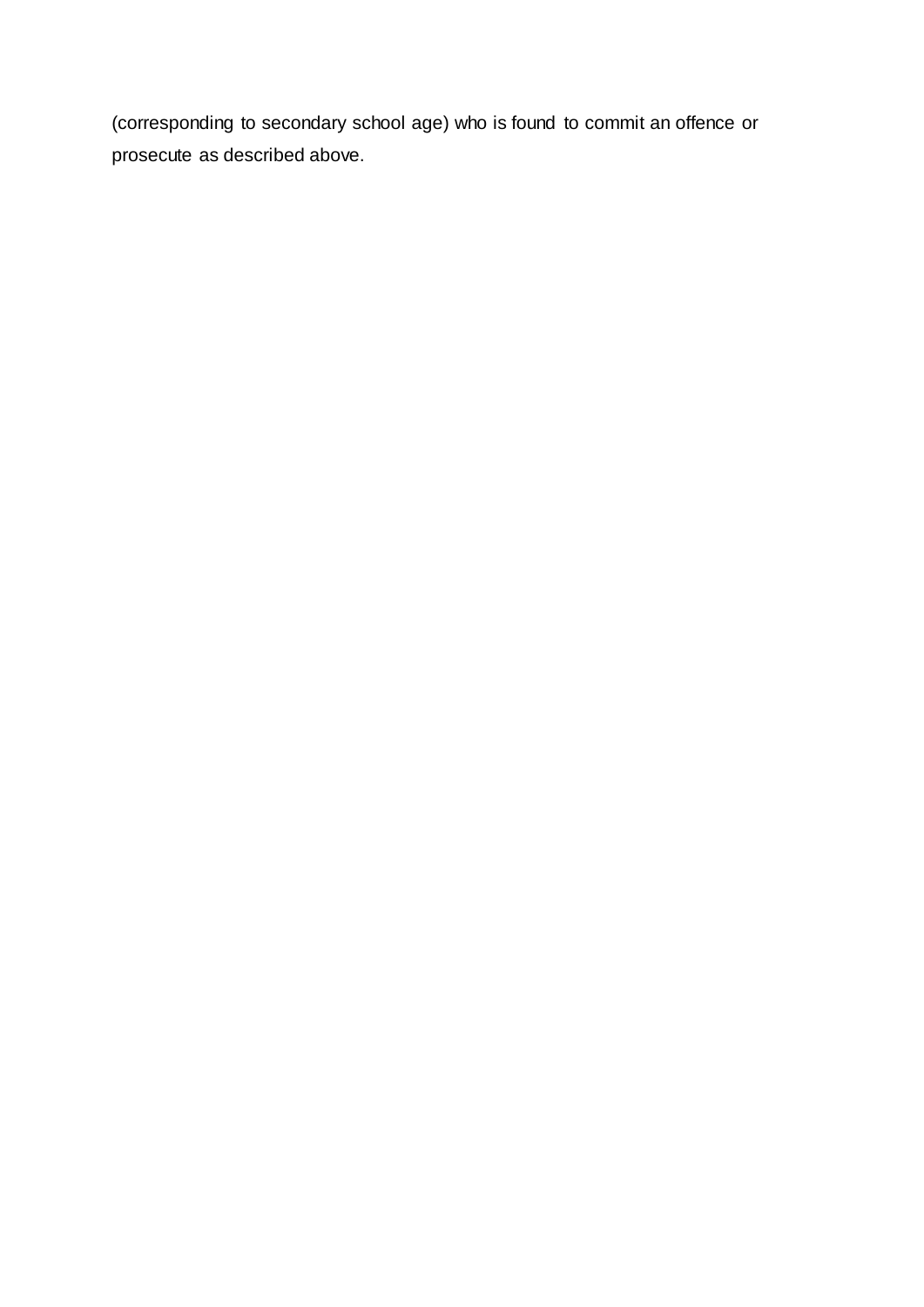(corresponding to secondary school age) who is found to commit an offence or prosecute as described above.